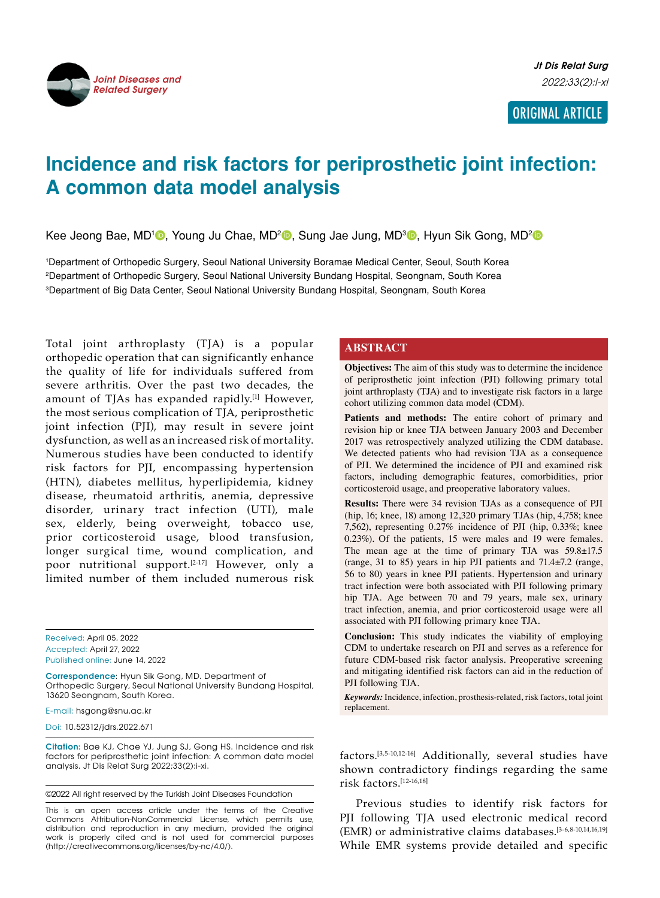ORIGINAL ARTICLE

# Incidence and risk factors for periprosthetic joint infection: A common data model analysis

Kee Jeong Bae, MD[1], Young Ju Chae, MD[2], Sung Jae Jung, MD[3], Hyun Sik Gong, MD[2]

[1]Department of Orthopedic Surgery, Seoul National University Boramae Medical Center, Seoul, South Korea
[2]Department of Orthopedic Surgery, Seoul National University Bundang Hospital, Seongnam, South Korea
[3]Department of Big Data Center, Seoul National University Bundang Hospital, Seongnam, South Korea

## ABSTRACT

**Objectives:** The aim of this study was to determine the incidence of periprosthetic joint infection (PJI) following primary total joint arthroplasty (TJA) and to investigate risk factors in a large cohort utilizing common data model (CDM).

**Patients and methods:** The entire cohort of primary and revision hip or knee TJA between January 2003 and December 2017 was retrospectively analyzed utilizing the CDM database. We detected patients who had revision TJA as a consequence of PJI. We determined the incidence of PJI and examined risk factors, including demographic features, comorbidities, prior corticosteroid usage, and preoperative laboratory values.

**Results:** There were 34 revision TJAs as a consequence of PJI (hip, 16; knee, 18) among 12,320 primary TJAs (hip, 4,758; knee 7,562), representing 0.27% incidence of PJI (hip, 0.33%; knee 0.23%). Of the patients, 15 were males and 19 were females. The mean age at the time of primary TJA was 59.8±17.5 (range, 31 to 85) years in hip PJI patients and 71.4±7.2 (range, 56 to 80) years in knee PJI patients. Hypertension and urinary tract infection were both associated with PJI following primary hip TJA. Age between 70 and 79 years, male sex, urinary tract infection, anemia, and prior corticosteroid usage were all associated with PJI following primary knee TJA.

**Conclusion:** This study indicates the viability of employing CDM to undertake research on PJI and serves as a reference for future CDM-based risk factor analysis. Preoperative screening and mitigating identified risk factors can aid in the reduction of PJI following TJA.

***Keywords:*** Incidence, infection, prosthesis-related, risk factors, total joint replacement.

Total joint arthroplasty (TJA) is a popular orthopedic operation that can significantly enhance the quality of life for individuals suffered from severe arthritis. Over the past two decades, the amount of TJAs has expanded rapidly.[1] However, the most serious complication of TJA, periprosthetic joint infection (PJI), may result in severe joint dysfunction, as well as an increased risk of mortality. Numerous studies have been conducted to identify risk factors for PJI, encompassing hypertension (HTN), diabetes mellitus, hyperlipidemia, kidney disease, rheumatoid arthritis, anemia, depressive disorder, urinary tract infection (UTI), male sex, elderly, being overweight, tobacco use, prior corticosteroid usage, blood transfusion, longer surgical time, wound complication, and poor nutritional support.[2-17] However, only a limited number of them included numerous risk factors.[3,5-10,12-16] Additionally, several studies have shown contradictory findings regarding the same risk factors.[12-16,18]

Previous studies to identify risk factors for PJI following TJA used electronic medical record (EMR) or administrative claims databases.[3-6,8-10,14,16,19] While EMR systems provide detailed and specific

Received: April 05, 2022
Accepted: April 27, 2022
Published online: June 14, 2022

**Correspondence**: Hyun Sik Gong, MD. Department of Orthopedic Surgery, Seoul National University Bundang Hospital, 13620 Seongnam, South Korea.

E-mail: hsgong@snu.ac.kr

Doi: 10.52312/jdrs.2022.671

**Citation:** Bae KJ, Chae YJ, Jung SJ, Gong HS. Incidence and risk factors for periprosthetic joint infection: A common data model analysis. Jt Dis Relat Surg 2022;33(2):i-xi.

©2022 All right reserved by the Turkish Joint Diseases Foundation

This is an open access article under the terms of the Creative Commons Attribution-NonCommercial License, which permits use, distribution and reproduction in any medium, provided the original work is properly cited and is not used for commercial purposes (http://creativecommons.org/licenses/by-nc/4.0/).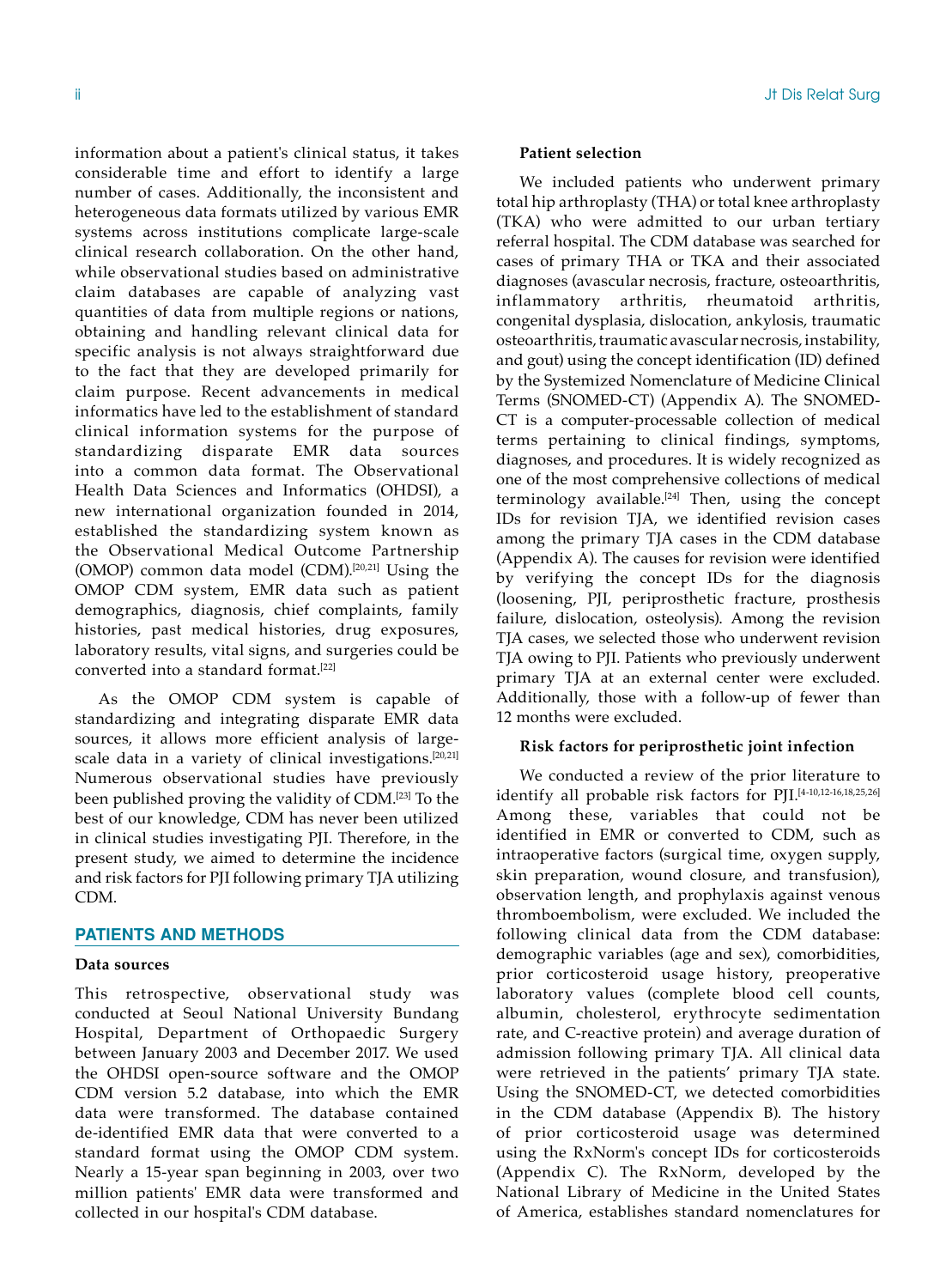information about a patient's clinical status, it takes considerable time and effort to identify a large number of cases. Additionally, the inconsistent and heterogeneous data formats utilized by various EMR systems across institutions complicate large-scale clinical research collaboration. On the other hand, while observational studies based on administrative claim databases are capable of analyzing vast quantities of data from multiple regions or nations, obtaining and handling relevant clinical data for specific analysis is not always straightforward due to the fact that they are developed primarily for claim purpose. Recent advancements in medical informatics have led to the establishment of standard clinical information systems for the purpose of standardizing disparate EMR data sources into a common data format. The Observational Health Data Sciences and Informatics (OHDSI), a new international organization founded in 2014, established the standardizing system known as the Observational Medical Outcome Partnership (OMOP) common data model (CDM).[20,21] Using the OMOP CDM system, EMR data such as patient demographics, diagnosis, chief complaints, family histories, past medical histories, drug exposures, laboratory results, vital signs, and surgeries could be converted into a standard format.[22]

As the OMOP CDM system is capable of standardizing and integrating disparate EMR data sources, it allows more efficient analysis of large-scale data in a variety of clinical investigations.[20,21] Numerous observational studies have previously been published proving the validity of CDM.[23] To the best of our knowledge, CDM has never been utilized in clinical studies investigating PJI. Therefore, in the present study, we aimed to determine the incidence and risk factors for PJI following primary TJA utilizing CDM.

## PATIENTS AND METHODS

### Data sources

This retrospective, observational study was conducted at Seoul National University Bundang Hospital, Department of Orthopaedic Surgery between January 2003 and December 2017. We used the OHDSI open-source software and the OMOP CDM version 5.2 database, into which the EMR data were transformed. The database contained de-identified EMR data that were converted to a standard format using the OMOP CDM system. Nearly a 15-year span beginning in 2003, over two million patients' EMR data were transformed and collected in our hospital's CDM database.

### Patient selection

We included patients who underwent primary total hip arthroplasty (THA) or total knee arthroplasty (TKA) who were admitted to our urban tertiary referral hospital. The CDM database was searched for cases of primary THA or TKA and their associated diagnoses (avascular necrosis, fracture, osteoarthritis, inflammatory arthritis, rheumatoid arthritis, congenital dysplasia, dislocation, ankylosis, traumatic osteoarthritis, traumatic avascular necrosis, instability, and gout) using the concept identification (ID) defined by the Systemized Nomenclature of Medicine Clinical Terms (SNOMED-CT) (Appendix A). The SNOMED-CT is a computer-processable collection of medical terms pertaining to clinical findings, symptoms, diagnoses, and procedures. It is widely recognized as one of the most comprehensive collections of medical terminology available.[24] Then, using the concept IDs for revision TJA, we identified revision cases among the primary TJA cases in the CDM database (Appendix A). The causes for revision were identified by verifying the concept IDs for the diagnosis (loosening, PJI, periprosthetic fracture, prosthesis failure, dislocation, osteolysis). Among the revision TJA cases, we selected those who underwent revision TJA owing to PJI. Patients who previously underwent primary TJA at an external center were excluded. Additionally, those with a follow-up of fewer than 12 months were excluded.

### Risk factors for periprosthetic joint infection

We conducted a review of the prior literature to identify all probable risk factors for PJI.[4-10,12-16,18,25,26] Among these, variables that could not be identified in EMR or converted to CDM, such as intraoperative factors (surgical time, oxygen supply, skin preparation, wound closure, and transfusion), observation length, and prophylaxis against venous thromboembolism, were excluded. We included the following clinical data from the CDM database: demographic variables (age and sex), comorbidities, prior corticosteroid usage history, preoperative laboratory values (complete blood cell counts, albumin, cholesterol, erythrocyte sedimentation rate, and C-reactive protein) and average duration of admission following primary TJA. All clinical data were retrieved in the patients' primary TJA state. Using the SNOMED-CT, we detected comorbidities in the CDM database (Appendix B). The history of prior corticosteroid usage was determined using the RxNorm's concept IDs for corticosteroids (Appendix C). The RxNorm, developed by the National Library of Medicine in the United States of America, establishes standard nomenclatures for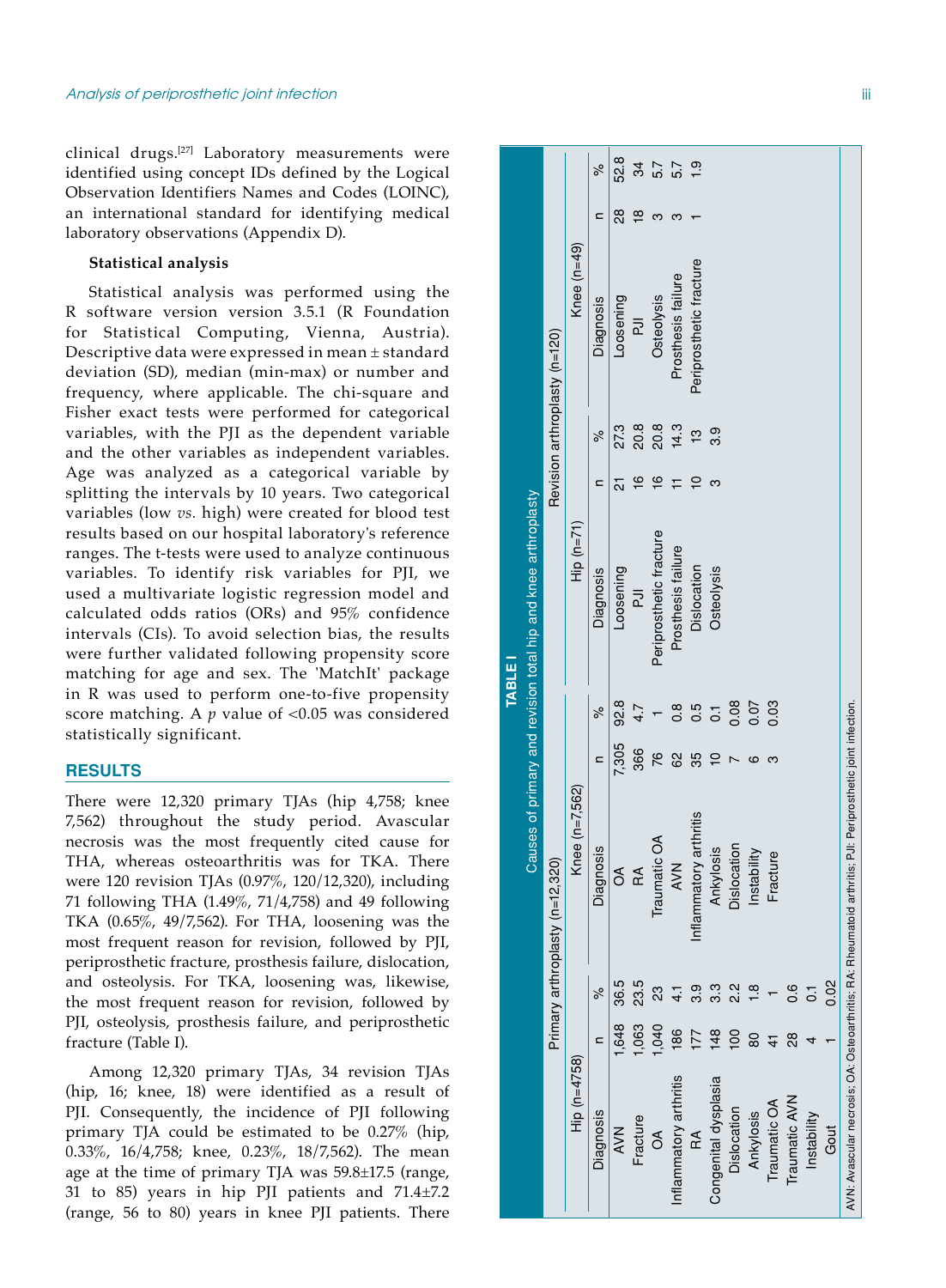clinical drugs.[27] Laboratory measurements were identified using concept IDs defined by the Logical Observation Identifiers Names and Codes (LOINC), an international standard for identifying medical laboratory observations (Appendix D).

**Statistical analysis**

Statistical analysis was performed using the R software version version 3.5.1 (R Foundation for Statistical Computing, Vienna, Austria). Descriptive data were expressed in mean ± standard deviation (SD), median (min-max) or number and frequency, where applicable. The chi-square and Fisher exact tests were performed for categorical variables, with the PJI as the dependent variable and the other variables as independent variables. Age was analyzed as a categorical variable by splitting the intervals by 10 years. Two categorical variables (low *vs.* high) were created for blood test results based on our hospital laboratory's reference ranges. The t-tests were used to analyze continuous variables. To identify risk variables for PJI, we used a multivariate logistic regression model and calculated odds ratios (ORs) and 95% confidence intervals (CIs). To avoid selection bias, the results were further validated following propensity score matching for age and sex. The 'MatchIt' package in R was used to perform one-to-five propensity score matching. A *p* value of <0.05 was considered statistically significant.

## RESULTS

There were 12,320 primary TJAs (hip 4,758; knee 7,562) throughout the study period. Avascular necrosis was the most frequently cited cause for THA, whereas osteoarthritis was for TKA. There were 120 revision TJAs (0.97%, 120/12,320), including 71 following THA (1.49%, 71/4,758) and 49 following TKA (0.65%, 49/7,562). For THA, loosening was the most frequent reason for revision, followed by PJI, periprosthetic fracture, prosthesis failure, dislocation, and osteolysis. For TKA, loosening was, likewise, the most frequent reason for revision, followed by PJI, osteolysis, prosthesis failure, and periprosthetic fracture (Table I).

Among 12,320 primary TJAs, 34 revision TJAs (hip, 16; knee, 18) were identified as a result of PJI. Consequently, the incidence of PJI following primary TJA could be estimated to be 0.27% (hip, 0.33%, 16/4,758; knee, 0.23%, 18/7,562). The mean age at the time of primary TJA was 59.8±17.5 (range, 31 to 85) years in hip PJI patients and 71.4±7.2 (range, 56 to 80) years in knee PJI patients. There

**TABLE I**
Causes of primary and revision total hip and knee arthroplasty

| Primary arthroplasty (n=12,320) | | | | | | Revision arthroplasty (n=120) | | | | | |
|---|---|---|---|---|---|---|---|---|---|---|---|
| Hip (n=4758) | | | Knee (n=7,562) | | | Hip (n=71) | | | Knee (n=49) | | |
| Diagnosis | n | % | Diagnosis | n | % | Diagnosis | n | % | Diagnosis | n | % |
| AVN | 1,648 | 36.5 | OA | 7,305 | 92.8 | Loosening | 21 | 27.3 | Loosening | 28 | 52.8 |
| Fracture | 1,063 | 23.5 | RA | 366 | 4.7 | PJI | 16 | 20.8 | PJI | 18 | 34 |
| OA | 1,040 | 23 | Traumatic OA | 76 | 1 | Periprosthetic fracture | 16 | 20.8 | Osteolysis | 3 | 5.7 |
| Inflammatory arthritis | 186 | 4.1 | AVN | 62 | 0.8 | Prosthesis failure | 11 | 14.3 | Prosthesis failure | 3 | 5.7 |
| RA | 177 | 3.9 | Inflammatory arthritis | 35 | 0.5 | Dislocation | 10 | 13 | Periprosthetic fracture | 1 | 1.9 |
| Congenital dysplasia | 148 | 3.3 | Ankylosis | 10 | 0.1 | Osteolysis | 3 | 3.9 | | | |
| Dislocation | 100 | 2.2 | Dislocation | 7 | 0.08 | | | | | | |
| Ankylosis | 80 | 1.8 | Instability | 6 | 0.07 | | | | | | |
| Traumatic OA | 41 | 1 | Fracture | 3 | 0.03 | | | | | | |
| Traumatic AVN | 28 | 0.6 | | | | | | | | | |
| Instability | 4 | 0.1 | | | | | | | | | |
| Gout | 1 | 0.02 | | | | | | | | | |

AVN: Avascular necrosis; OA: Osteoarthritis; RA: Rheumatoid arthritis; PJI: Periprosthetic joint infection.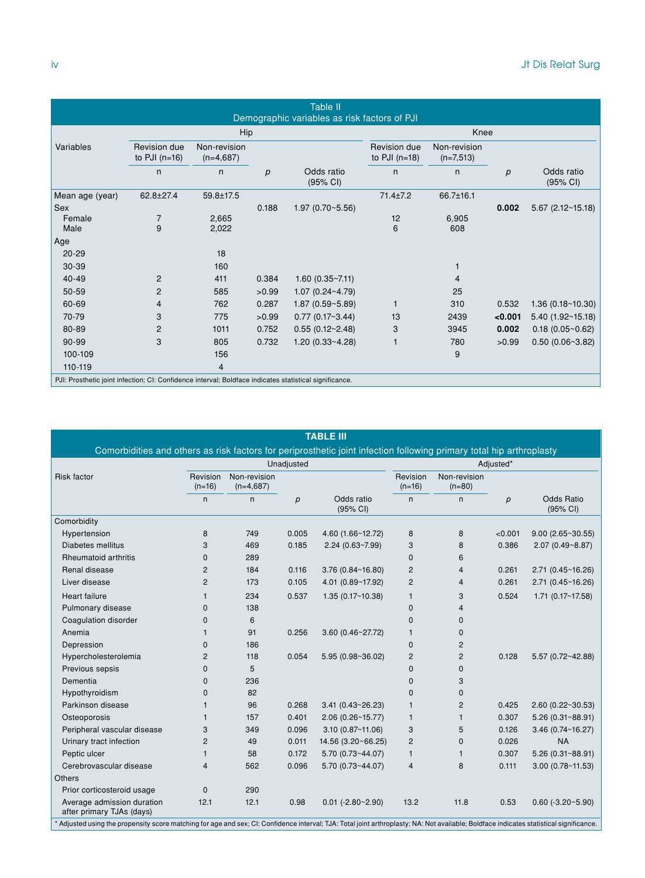**Table II**
**Demographic variables as risk factors of PJI**

| Variables | Hip | | | | Knee | | | |
|---|---|---|---|---|---|---|---|---|
| | Revision due to PJI (n=16) | Non-revision (n=4,687) | | | Revision due to PJI (n=18) | Non-revision (n=7,513) | | |
| | n | n | *p* | Odds ratio (95% CI) | n | n | *p* | Odds ratio (95% CI) |
| Mean age (year) | 62.8±27.4 | 59.8±17.5 | | | 71.4±7.2 | 66.7±16.1 | | |
| Sex | | | 0.188 | 1.97 (0.70~5.56) | | | **0.002** | 5.67 (2.12~15.18) |
| Female | 7 | 2,665 | | | 12 | 6,905 | | |
| Male | 9 | 2,022 | | | 6 | 608 | | |
| Age | | | | | | | | |
| 20-29 | | 18 | | | | | | |
| 30-39 | | 160 | | | | 1 | | |
| 40-49 | 2 | 411 | 0.384 | 1.60 (0.35~7.11) | | 4 | | |
| 50-59 | 2 | 585 | >0.99 | 1.07 (0.24~4.79) | | 25 | | |
| 60-69 | 4 | 762 | 0.287 | 1.87 (0.59~5.89) | 1 | 310 | 0.532 | 1.36 (0.18~10.30) |
| 70-79 | 3 | 775 | >0.99 | 0.77 (0.17~3.44) | 13 | 2439 | **<0.001** | 5.40 (1.92~15.18) |
| 80-89 | 2 | 1011 | 0.752 | 0.55 (0.12~2.48) | 3 | 3945 | **0.002** | 0.18 (0.05~0.62) |
| 90-99 | 3 | 805 | 0.732 | 1.20 (0.33~4.28) | 1 | 780 | >0.99 | 0.50 (0.06~3.82) |
| 100-109 | | 156 | | | | 9 | | |
| 110-119 | | 4 | | | | | | |

PJI: Prosthetic joint infection; CI: Confidence interval; Boldface indicates statistical significance.

**TABLE III**
**Comorbidities and others as risk factors for periprosthetic joint infection following primary total hip arthroplasty**

| Risk factor | Unadjusted | | | | Adjusted* | | | |
|---|---|---|---|---|---|---|---|---|
| | Revision (n=16) | Non-revision (n=4,687) | | | Revision (n=16) | Non-revision (n=80) | | |
| | n | n | *p* | Odds ratio (95% CI) | n | n | *p* | Odds Ratio (95% CI) |
| Comorbidity | | | | | | | | |
| Hypertension | 8 | 749 | 0.005 | 4.60 (1.66~12.72) | 8 | 8 | <0.001 | 9.00 (2.65~30.55) |
| Diabetes mellitus | 3 | 469 | 0.185 | 2.24 (0.63~7.99) | 3 | 8 | 0.386 | 2.07 (0.49~8.87) |
| Rheumatoid arthritis | 0 | 289 | | | 0 | 6 | | |
| Renal disease | 2 | 184 | 0.116 | 3.76 (0.84~16.80) | 2 | 4 | 0.261 | 2.71 (0.45~16.26) |
| Liver disease | 2 | 173 | 0.105 | 4.01 (0.89~17.92) | 2 | 4 | 0.261 | 2.71 (0.45~16.26) |
| Heart failure | 1 | 234 | 0.537 | 1.35 (0.17~10.38) | 1 | 3 | 0.524 | 1.71 (0.17~17.58) |
| Pulmonary disease | 0 | 138 | | | 0 | 4 | | |
| Coagulation disorder | 0 | 6 | | | 0 | 0 | | |
| Anemia | 1 | 91 | 0.256 | 3.60 (0.46~27.72) | 1 | 0 | | |
| Depression | 0 | 186 | | | 0 | 2 | | |
| Hypercholesterolemia | 2 | 118 | 0.054 | 5.95 (0.98~36.02) | 2 | 2 | 0.128 | 5.57 (0.72~42.88) |
| Previous sepsis | 0 | 5 | | | 0 | 0 | | |
| Dementia | 0 | 236 | | | 0 | 3 | | |
| Hypothyroidism | 0 | 82 | | | 0 | 0 | | |
| Parkinson disease | 1 | 96 | 0.268 | 3.41 (0.43~26.23) | 1 | 2 | 0.425 | 2.60 (0.22~30.53) |
| Osteoporosis | 1 | 157 | 0.401 | 2.06 (0.26~15.77) | 1 | 1 | 0.307 | 5.26 (0.31~88.91) |
| Peripheral vascular disease | 3 | 349 | 0.096 | 3.10 (0.87~11.06) | 3 | 5 | 0.126 | 3.46 (0.74~16.27) |
| Urinary tract infection | 2 | 49 | 0.011 | 14.56 (3.20~66.25) | 2 | 0 | 0.026 | NA |
| Peptic ulcer | 1 | 58 | 0.172 | 5.70 (0.73~44.07) | 1 | 1 | 0.307 | 5.26 (0.31~88.91) |
| Cerebrovascular disease | 4 | 562 | 0.096 | 5.70 (0.73~44.07) | 4 | 8 | 0.111 | 3.00 (0.78~11.53) |
| Others | | | | | | | | |
| Prior corticosteroid usage | 0 | 290 | | | | | | |
| Average admission duration after primary TJAs (days) | 12.1 | 12.1 | 0.98 | 0.01 (-2.80~2.90) | 13.2 | 11.8 | 0.53 | 0.60 (-3.20~5.90) |

* Adjusted using the propensity score matching for age and sex; CI: Confidence interval; TJA: Total joint arthroplasty; NA: Not available; Boldface indicates statistical significance.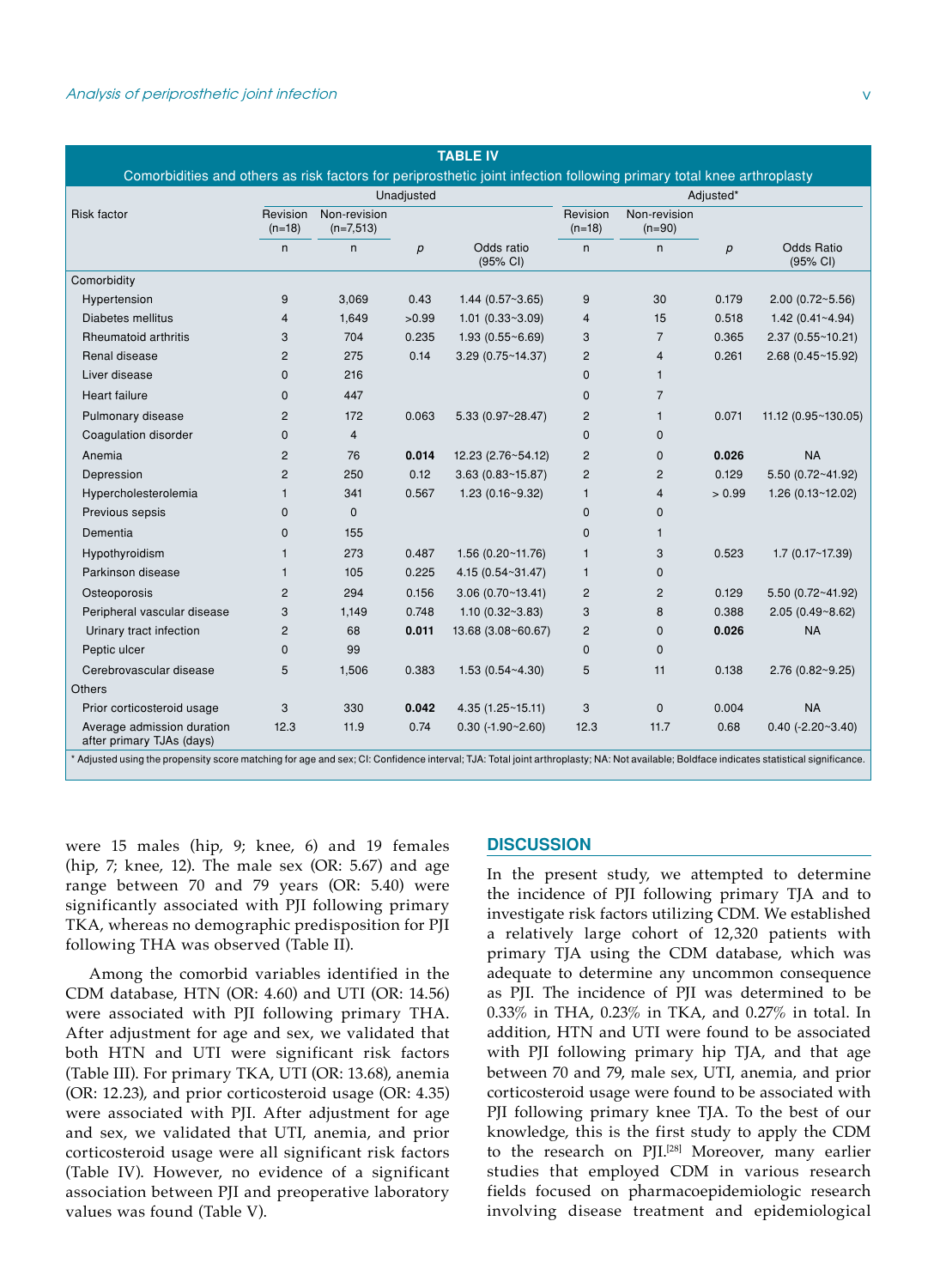**TABLE IV**

Comorbidities and others as risk factors for periprosthetic joint infection following primary total knee arthroplasty

| Risk factor | Unadjusted | | | | Adjusted* | | | |
|---|---|---|---|---|---|---|---|---|
| | Revision (n=18) | Non-revision (n=7,513) | | | Revision (n=18) | Non-revision (n=90) | | |
| | n | n | *p* | Odds ratio (95% CI) | n | n | *p* | Odds Ratio (95% CI) |
| Comorbidity | | | | | | | | |
| Hypertension | 9 | 3,069 | 0.43 | 1.44 (0.57~3.65) | 9 | 30 | 0.179 | 2.00 (0.72~5.56) |
| Diabetes mellitus | 4 | 1,649 | >0.99 | 1.01 (0.33~3.09) | 4 | 15 | 0.518 | 1.42 (0.41~4.94) |
| Rheumatoid arthritis | 3 | 704 | 0.235 | 1.93 (0.55~6.69) | 3 | 7 | 0.365 | 2.37 (0.55~10.21) |
| Renal disease | 2 | 275 | 0.14 | 3.29 (0.75~14.37) | 2 | 4 | 0.261 | 2.68 (0.45~15.92) |
| Liver disease | 0 | 216 | | | 0 | 1 | | |
| Heart failure | 0 | 447 | | | 0 | 7 | | |
| Pulmonary disease | 2 | 172 | 0.063 | 5.33 (0.97~28.47) | 2 | 1 | 0.071 | 11.12 (0.95~130.05) |
| Coagulation disorder | 0 | 4 | | | 0 | 0 | | |
| Anemia | 2 | 76 | **0.014** | 12.23 (2.76~54.12) | 2 | 0 | **0.026** | NA |
| Depression | 2 | 250 | 0.12 | 3.63 (0.83~15.87) | 2 | 2 | 0.129 | 5.50 (0.72~41.92) |
| Hypercholesterolemia | 1 | 341 | 0.567 | 1.23 (0.16~9.32) | 1 | 4 | > 0.99 | 1.26 (0.13~12.02) |
| Previous sepsis | 0 | 0 | | | 0 | 0 | | |
| Dementia | 0 | 155 | | | 0 | 1 | | |
| Hypothyroidism | 1 | 273 | 0.487 | 1.56 (0.20~11.76) | 1 | 3 | 0.523 | 1.7 (0.17~17.39) |
| Parkinson disease | 1 | 105 | 0.225 | 4.15 (0.54~31.47) | 1 | 0 | | |
| Osteoporosis | 2 | 294 | 0.156 | 3.06 (0.70~13.41) | 2 | 2 | 0.129 | 5.50 (0.72~41.92) |
| Peripheral vascular disease | 3 | 1,149 | 0.748 | 1.10 (0.32~3.83) | 3 | 8 | 0.388 | 2.05 (0.49~8.62) |
| Urinary tract infection | 2 | 68 | **0.011** | 13.68 (3.08~60.67) | 2 | 0 | **0.026** | NA |
| Peptic ulcer | 0 | 99 | | | 0 | 0 | | |
| Cerebrovascular disease | 5 | 1,506 | 0.383 | 1.53 (0.54~4.30) | 5 | 11 | 0.138 | 2.76 (0.82~9.25) |
| Others | | | | | | | | |
| Prior corticosteroid usage | 3 | 330 | **0.042** | 4.35 (1.25~15.11) | 3 | 0 | 0.004 | NA |
| Average admission duration after primary TJAs (days) | 12.3 | 11.9 | 0.74 | 0.30 (-1.90~2.60) | 12.3 | 11.7 | 0.68 | 0.40 (-2.20~3.40) |

\* Adjusted using the propensity score matching for age and sex; CI: Confidence interval; TJA: Total joint arthroplasty; NA: Not available; Boldface indicates statistical significance.

were 15 males (hip, 9; knee, 6) and 19 females (hip, 7; knee, 12). The male sex (OR: 5.67) and age range between 70 and 79 years (OR: 5.40) were significantly associated with PJI following primary TKA, whereas no demographic predisposition for PJI following THA was observed (Table II).

Among the comorbid variables identified in the CDM database, HTN (OR: 4.60) and UTI (OR: 14.56) were associated with PJI following primary THA. After adjustment for age and sex, we validated that both HTN and UTI were significant risk factors (Table III). For primary TKA, UTI (OR: 13.68), anemia (OR: 12.23), and prior corticosteroid usage (OR: 4.35) were associated with PJI. After adjustment for age and sex, we validated that UTI, anemia, and prior corticosteroid usage were all significant risk factors (Table IV). However, no evidence of a significant association between PJI and preoperative laboratory values was found (Table V).

## DISCUSSION

In the present study, we attempted to determine the incidence of PJI following primary TJA and to investigate risk factors utilizing CDM. We established a relatively large cohort of 12,320 patients with primary TJA using the CDM database, which was adequate to determine any uncommon consequence as PJI. The incidence of PJI was determined to be 0.33% in THA, 0.23% in TKA, and 0.27% in total. In addition, HTN and UTI were found to be associated with PJI following primary hip TJA, and that age between 70 and 79, male sex, UTI, anemia, and prior corticosteroid usage were found to be associated with PJI following primary knee TJA. To the best of our knowledge, this is the first study to apply the CDM to the research on PJI.[28] Moreover, many earlier studies that employed CDM in various research fields focused on pharmacoepidemiologic research involving disease treatment and epidemiological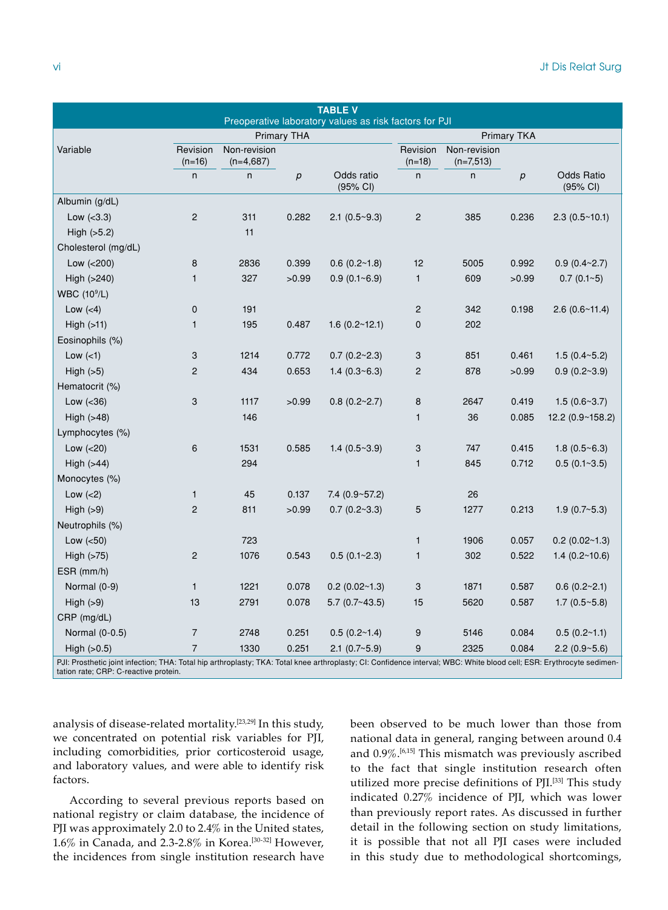**TABLE V**
Preoperative laboratory values as risk factors for PJI

| Variable | Primary THA | | | | Primary TKA | | | |
|---|---|---|---|---|---|---|---|---|
| | Revision (n=16) | Non-revision (n=4,687) | | | Revision (n=18) | Non-revision (n=7,513) | | |
| | n | n | *p* | Odds ratio (95% CI) | n | n | *p* | Odds Ratio (95% CI) |
| Albumin (g/dL) | | | | | | | | |
| Low (<3.3) | 2 | 311 | 0.282 | 2.1 (0.5~9.3) | 2 | 385 | 0.236 | 2.3 (0.5~10.1) |
| High (>5.2) | | 11 | | | | | | |
| Cholesterol (mg/dL) | | | | | | | | |
| Low (<200) | 8 | 2836 | 0.399 | 0.6 (0.2~1.8) | 12 | 5005 | 0.992 | 0.9 (0.4~2.7) |
| High (>240) | 1 | 327 | >0.99 | 0.9 (0.1~6.9) | 1 | 609 | >0.99 | 0.7 (0.1~5) |
| WBC ($10^9$/L) | | | | | | | | |
| Low (<4) | 0 | 191 | | | 2 | 342 | 0.198 | 2.6 (0.6~11.4) |
| High (>11) | 1 | 195 | 0.487 | 1.6 (0.2~12.1) | 0 | 202 | | |
| Eosinophils (%) | | | | | | | | |
| Low (<1) | 3 | 1214 | 0.772 | 0.7 (0.2~2.3) | 3 | 851 | 0.461 | 1.5 (0.4~5.2) |
| High (>5) | 2 | 434 | 0.653 | 1.4 (0.3~6.3) | 2 | 878 | >0.99 | 0.9 (0.2~3.9) |
| Hematocrit (%) | | | | | | | | |
| Low (<36) | 3 | 1117 | >0.99 | 0.8 (0.2~2.7) | 8 | 2647 | 0.419 | 1.5 (0.6~3.7) |
| High (>48) | | 146 | | | 1 | 36 | 0.085 | 12.2 (0.9~158.2) |
| Lymphocytes (%) | | | | | | | | |
| Low (<20) | 6 | 1531 | 0.585 | 1.4 (0.5~3.9) | 3 | 747 | 0.415 | 1.8 (0.5~6.3) |
| High (>44) | | 294 | | | 1 | 845 | 0.712 | 0.5 (0.1~3.5) |
| Monocytes (%) | | | | | | | | |
| Low (<2) | 1 | 45 | 0.137 | 7.4 (0.9~57.2) | | 26 | | |
| High (>9) | 2 | 811 | >0.99 | 0.7 (0.2~3.3) | 5 | 1277 | 0.213 | 1.9 (0.7~5.3) |
| Neutrophils (%) | | | | | | | | |
| Low (<50) | | 723 | | | 1 | 1906 | 0.057 | 0.2 (0.02~1.3) |
| High (>75) | 2 | 1076 | 0.543 | 0.5 (0.1~2.3) | 1 | 302 | 0.522 | 1.4 (0.2~10.6) |
| ESR (mm/h) | | | | | | | | |
| Normal (0-9) | 1 | 1221 | 0.078 | 0.2 (0.02~1.3) | 3 | 1871 | 0.587 | 0.6 (0.2~2.1) |
| High (>9) | 13 | 2791 | 0.078 | 5.7 (0.7~43.5) | 15 | 5620 | 0.587 | 1.7 (0.5~5.8) |
| CRP (mg/dL) | | | | | | | | |
| Normal (0-0.5) | 7 | 2748 | 0.251 | 0.5 (0.2~1.4) | 9 | 5146 | 0.084 | 0.5 (0.2~1.1) |
| High (>0.5) | 7 | 1330 | 0.251 | 2.1 (0.7~5.9) | 9 | 2325 | 0.084 | 2.2 (0.9~5.6) |

PJI: Prosthetic joint infection; THA: Total hip arthroplasty; TKA: Total knee arthroplasty; CI: Confidence interval; WBC: White blood cell; ESR: Erythrocyte sedimentation rate; CRP: C-reactive protein.

analysis of disease-related mortality.[23,29] In this study, we concentrated on potential risk variables for PJI, including comorbidities, prior corticosteroid usage, and laboratory values, and were able to identify risk factors.

According to several previous reports based on national registry or claim database, the incidence of PJI was approximately 2.0 to 2.4% in the United states, 1.6% in Canada, and 2.3-2.8% in Korea.[30-32] However, the incidences from single institution research have been observed to be much lower than those from national data in general, ranging between around 0.4 and 0.9%.[6,15] This mismatch was previously ascribed to the fact that single institution research often utilized more precise definitions of PJI.[33] This study indicated 0.27% incidence of PJI, which was lower than previously report rates. As discussed in further detail in the following section on study limitations, it is possible that not all PJI cases were included in this study due to methodological shortcomings,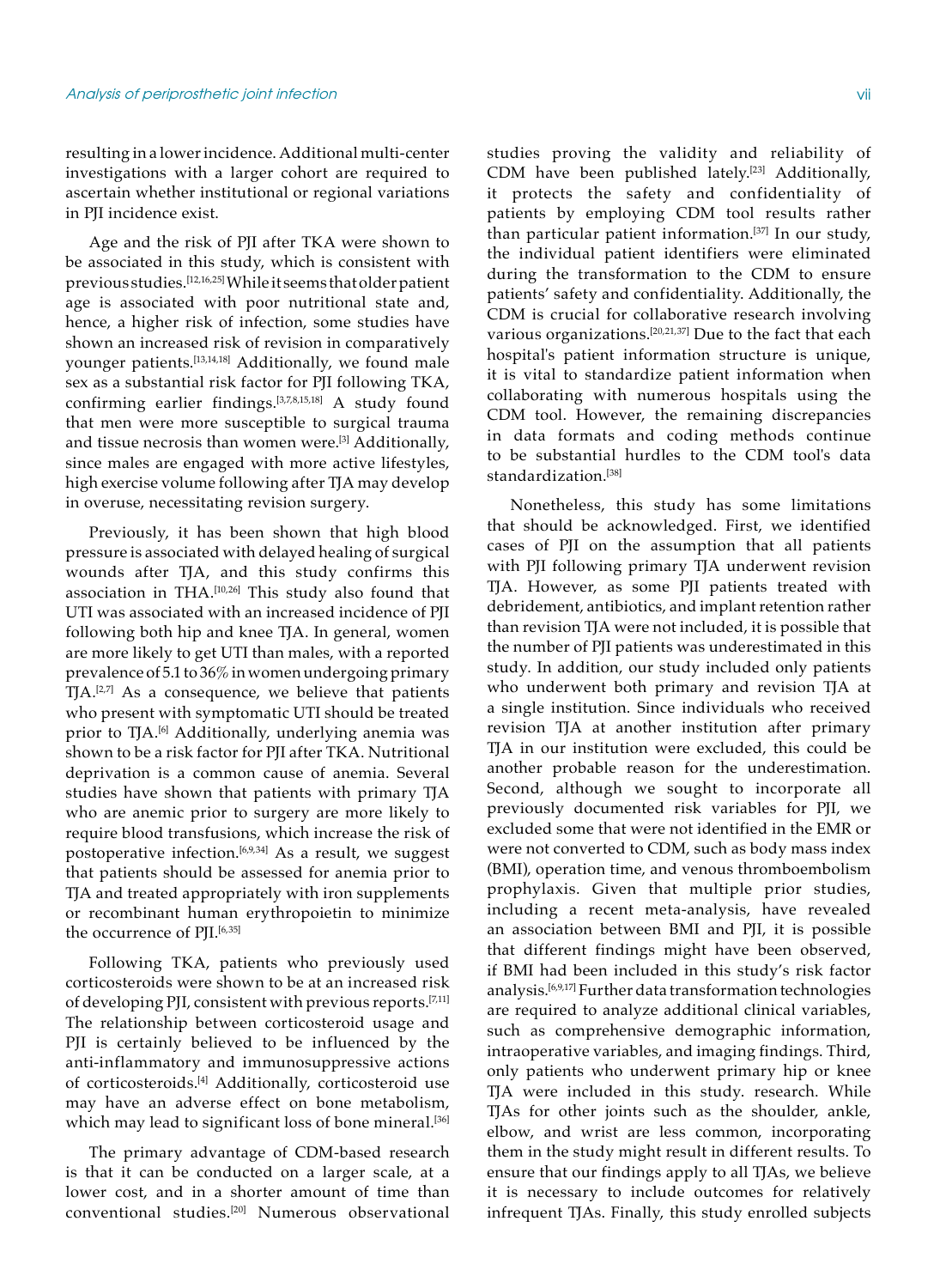resulting in a lower incidence. Additional multi-center investigations with a larger cohort are required to ascertain whether institutional or regional variations in PJI incidence exist.

Age and the risk of PJI after TKA were shown to be associated in this study, which is consistent with previous studies.[12,16,25] While it seems that older patient age is associated with poor nutritional state and, hence, a higher risk of infection, some studies have shown an increased risk of revision in comparatively younger patients.[13,14,18] Additionally, we found male sex as a substantial risk factor for PJI following TKA, confirming earlier findings.[3,7,8,15,18] A study found that men were more susceptible to surgical trauma and tissue necrosis than women were.[3] Additionally, since males are engaged with more active lifestyles, high exercise volume following after TJA may develop in overuse, necessitating revision surgery.

Previously, it has been shown that high blood pressure is associated with delayed healing of surgical wounds after TJA, and this study confirms this association in THA.[10,26] This study also found that UTI was associated with an increased incidence of PJI following both hip and knee TJA. In general, women are more likely to get UTI than males, with a reported prevalence of 5.1 to 36% in women undergoing primary TJA.[2,7] As a consequence, we believe that patients who present with symptomatic UTI should be treated prior to TJA.[6] Additionally, underlying anemia was shown to be a risk factor for PJI after TKA. Nutritional deprivation is a common cause of anemia. Several studies have shown that patients with primary TJA who are anemic prior to surgery are more likely to require blood transfusions, which increase the risk of postoperative infection.[6,9,34] As a result, we suggest that patients should be assessed for anemia prior to TJA and treated appropriately with iron supplements or recombinant human erythropoietin to minimize the occurrence of PJI.[6,35]

Following TKA, patients who previously used corticosteroids were shown to be at an increased risk of developing PJI, consistent with previous reports.[7,11] The relationship between corticosteroid usage and PJI is certainly believed to be influenced by the anti-inflammatory and immunosuppressive actions of corticosteroids.[4] Additionally, corticosteroid use may have an adverse effect on bone metabolism, which may lead to significant loss of bone mineral.[36]

The primary advantage of CDM-based research is that it can be conducted on a larger scale, at a lower cost, and in a shorter amount of time than conventional studies.[20] Numerous observational studies proving the validity and reliability of CDM have been published lately.[23] Additionally, it protects the safety and confidentiality of patients by employing CDM tool results rather than particular patient information.[37] In our study, the individual patient identifiers were eliminated during the transformation to the CDM to ensure patients' safety and confidentiality. Additionally, the CDM is crucial for collaborative research involving various organizations.[20,21,37] Due to the fact that each hospital's patient information structure is unique, it is vital to standardize patient information when collaborating with numerous hospitals using the CDM tool. However, the remaining discrepancies in data formats and coding methods continue to be substantial hurdles to the CDM tool's data standardization.[38]

Nonetheless, this study has some limitations that should be acknowledged. First, we identified cases of PJI on the assumption that all patients with PJI following primary TJA underwent revision TJA. However, as some PJI patients treated with debridement, antibiotics, and implant retention rather than revision TJA were not included, it is possible that the number of PJI patients was underestimated in this study. In addition, our study included only patients who underwent both primary and revision TJA at a single institution. Since individuals who received revision TJA at another institution after primary TJA in our institution were excluded, this could be another probable reason for the underestimation. Second, although we sought to incorporate all previously documented risk variables for PJI, we excluded some that were not identified in the EMR or were not converted to CDM, such as body mass index (BMI), operation time, and venous thromboembolism prophylaxis. Given that multiple prior studies, including a recent meta-analysis, have revealed an association between BMI and PJI, it is possible that different findings might have been observed, if BMI had been included in this study's risk factor analysis.[6,9,17] Further data transformation technologies are required to analyze additional clinical variables, such as comprehensive demographic information, intraoperative variables, and imaging findings. Third, only patients who underwent primary hip or knee TJA were included in this study. research. While TJAs for other joints such as the shoulder, ankle, elbow, and wrist are less common, incorporating them in the study might result in different results. To ensure that our findings apply to all TJAs, we believe it is necessary to include outcomes for relatively infrequent TJAs. Finally, this study enrolled subjects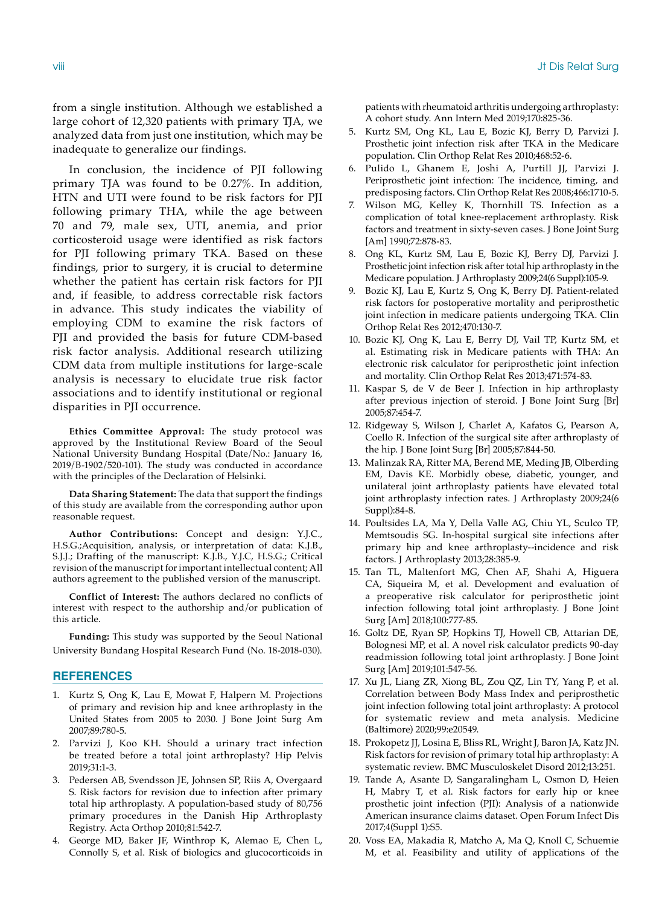from a single institution. Although we established a large cohort of 12,320 patients with primary TJA, we analyzed data from just one institution, which may be inadequate to generalize our findings.

In conclusion, the incidence of PJI following primary TJA was found to be 0.27%. In addition, HTN and UTI were found to be risk factors for PJI following primary THA, while the age between 70 and 79, male sex, UTI, anemia, and prior corticosteroid usage were identified as risk factors for PJI following primary TKA. Based on these findings, prior to surgery, it is crucial to determine whether the patient has certain risk factors for PJI and, if feasible, to address correctable risk factors in advance. This study indicates the viability of employing CDM to examine the risk factors of PJI and provided the basis for future CDM-based risk factor analysis. Additional research utilizing CDM data from multiple institutions for large-scale analysis is necessary to elucidate true risk factor associations and to identify institutional or regional disparities in PJI occurrence.

**Ethics Committee Approval:** The study protocol was approved by the Institutional Review Board of the Seoul National University Bundang Hospital (Date/No.: January 16, 2019/B-1902/520-101). The study was conducted in accordance with the principles of the Declaration of Helsinki.

**Data Sharing Statement:** The data that support the findings of this study are available from the corresponding author upon reasonable request.

**Author Contributions:** Concept and design: Y.J.C., H.S.G.;Acquisition, analysis, or interpretation of data: K.J.B., S.J.J.; Drafting of the manuscript: K.J.B., Y.J.C, H.S.G.; Critical revision of the manuscript for important intellectual content; All authors agreement to the published version of the manuscript.

**Conflict of Interest:** The authors declared no conflicts of interest with respect to the authorship and/or publication of this article.

**Funding:** This study was supported by the Seoul National University Bundang Hospital Research Fund (No. 18-2018-030).

## REFERENCES

1. Kurtz S, Ong K, Lau E, Mowat F, Halpern M. Projections of primary and revision hip and knee arthroplasty in the United States from 2005 to 2030. J Bone Joint Surg Am 2007;89:780-5.
2. Parvizi J, Koo KH. Should a urinary tract infection be treated before a total joint arthroplasty? Hip Pelvis 2019;31:1-3.
3. Pedersen AB, Svendsson JE, Johnsen SP, Riis A, Overgaard S. Risk factors for revision due to infection after primary total hip arthroplasty. A population-based study of 80,756 primary procedures in the Danish Hip Arthroplasty Registry. Acta Orthop 2010;81:542-7.
4. George MD, Baker JF, Winthrop K, Alemao E, Chen L, Connolly S, et al. Risk of biologics and glucocorticoids in patients with rheumatoid arthritis undergoing arthroplasty: A cohort study. Ann Intern Med 2019;170:825-36.
5. Kurtz SM, Ong KL, Lau E, Bozic KJ, Berry D, Parvizi J. Prosthetic joint infection risk after TKA in the Medicare population. Clin Orthop Relat Res 2010;468:52-6.
6. Pulido L, Ghanem E, Joshi A, Purtill JJ, Parvizi J. Periprosthetic joint infection: The incidence, timing, and predisposing factors. Clin Orthop Relat Res 2008;466:1710-5.
7. Wilson MG, Kelley K, Thornhill TS. Infection as a complication of total knee-replacement arthroplasty. Risk factors and treatment in sixty-seven cases. J Bone Joint Surg [Am] 1990;72:878-83.
8. Ong KL, Kurtz SM, Lau E, Bozic KJ, Berry DJ, Parvizi J. Prosthetic joint infection risk after total hip arthroplasty in the Medicare population. J Arthroplasty 2009;24(6 Suppl):105-9.
9. Bozic KJ, Lau E, Kurtz S, Ong K, Berry DJ. Patient-related risk factors for postoperative mortality and periprosthetic joint infection in medicare patients undergoing TKA. Clin Orthop Relat Res 2012;470:130-7.
10. Bozic KJ, Ong K, Lau E, Berry DJ, Vail TP, Kurtz SM, et al. Estimating risk in Medicare patients with THA: An electronic risk calculator for periprosthetic joint infection and mortality. Clin Orthop Relat Res 2013;471:574-83.
11. Kaspar S, de V de Beer J. Infection in hip arthroplasty after previous injection of steroid. J Bone Joint Surg [Br] 2005;87:454-7.
12. Ridgeway S, Wilson J, Charlet A, Kafatos G, Pearson A, Coello R. Infection of the surgical site after arthroplasty of the hip. J Bone Joint Surg [Br] 2005;87:844-50.
13. Malinzak RA, Ritter MA, Berend ME, Meding JB, Olberding EM, Davis KE. Morbidly obese, diabetic, younger, and unilateral joint arthroplasty patients have elevated total joint arthroplasty infection rates. J Arthroplasty 2009;24(6 Suppl):84-8.
14. Poultsides LA, Ma Y, Della Valle AG, Chiu YL, Sculco TP, Memtsoudis SG. In-hospital surgical site infections after primary hip and knee arthroplasty--incidence and risk factors. J Arthroplasty 2013;28:385-9.
15. Tan TL, Maltenfort MG, Chen AF, Shahi A, Higuera CA, Siqueira M, et al. Development and evaluation of a preoperative risk calculator for periprosthetic joint infection following total joint arthroplasty. J Bone Joint Surg [Am] 2018;100:777-85.
16. Goltz DE, Ryan SP, Hopkins TJ, Howell CB, Attarian DE, Bolognesi MP, et al. A novel risk calculator predicts 90-day readmission following total joint arthroplasty. J Bone Joint Surg [Am] 2019;101:547-56.
17. Xu JL, Liang ZR, Xiong BL, Zou QZ, Lin TY, Yang P, et al. Correlation between Body Mass Index and periprosthetic joint infection following total joint arthroplasty: A protocol for systematic review and meta analysis. Medicine (Baltimore) 2020;99:e20549.
18. Prokopetz JJ, Losina E, Bliss RL, Wright J, Baron JA, Katz JN. Risk factors for revision of primary total hip arthroplasty: A systematic review. BMC Musculoskelet Disord 2012;13:251.
19. Tande A, Asante D, Sangaralingham L, Osmon D, Heien H, Mabry T, et al. Risk factors for early hip or knee prosthetic joint infection (PJI): Analysis of a nationwide American insurance claims dataset. Open Forum Infect Dis 2017;4(Suppl 1):S5.
20. Voss EA, Makadia R, Matcho A, Ma Q, Knoll C, Schuemie M, et al. Feasibility and utility of applications of the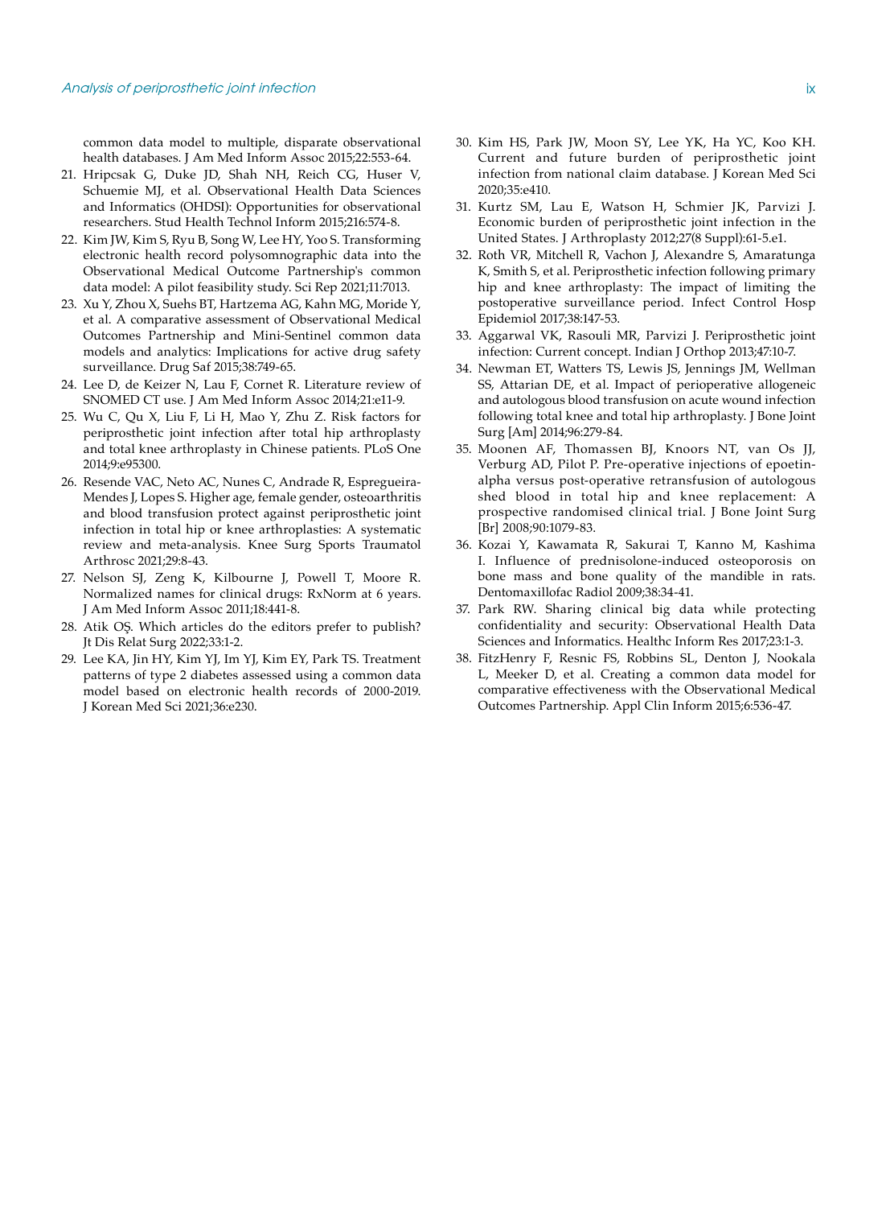common data model to multiple, disparate observational health databases. J Am Med Inform Assoc 2015;22:553-64.

21. Hripcsak G, Duke JD, Shah NH, Reich CG, Huser V, Schuemie MJ, et al. Observational Health Data Sciences and Informatics (OHDSI): Opportunities for observational researchers. Stud Health Technol Inform 2015;216:574-8.
22. Kim JW, Kim S, Ryu B, Song W, Lee HY, Yoo S. Transforming electronic health record polysomnographic data into the Observational Medical Outcome Partnership's common data model: A pilot feasibility study. Sci Rep 2021;11:7013.
23. Xu Y, Zhou X, Suehs BT, Hartzema AG, Kahn MG, Moride Y, et al. A comparative assessment of Observational Medical Outcomes Partnership and Mini-Sentinel common data models and analytics: Implications for active drug safety surveillance. Drug Saf 2015;38:749-65.
24. Lee D, de Keizer N, Lau F, Cornet R. Literature review of SNOMED CT use. J Am Med Inform Assoc 2014;21:e11-9.
25. Wu C, Qu X, Liu F, Li H, Mao Y, Zhu Z. Risk factors for periprosthetic joint infection after total hip arthroplasty and total knee arthroplasty in Chinese patients. PLoS One 2014;9:e95300.
26. Resende VAC, Neto AC, Nunes C, Andrade R, Espregueira-Mendes J, Lopes S. Higher age, female gender, osteoarthritis and blood transfusion protect against periprosthetic joint infection in total hip or knee arthroplasties: A systematic review and meta-analysis. Knee Surg Sports Traumatol Arthrosc 2021;29:8-43.
27. Nelson SJ, Zeng K, Kilbourne J, Powell T, Moore R. Normalized names for clinical drugs: RxNorm at 6 years. J Am Med Inform Assoc 2011;18:441-8.
28. Atik OŞ. Which articles do the editors prefer to publish? Jt Dis Relat Surg 2022;33:1-2.
29. Lee KA, Jin HY, Kim YJ, Im YJ, Kim EY, Park TS. Treatment patterns of type 2 diabetes assessed using a common data model based on electronic health records of 2000-2019. J Korean Med Sci 2021;36:e230.
30. Kim HS, Park JW, Moon SY, Lee YK, Ha YC, Koo KH. Current and future burden of periprosthetic joint infection from national claim database. J Korean Med Sci 2020;35:e410.
31. Kurtz SM, Lau E, Watson H, Schmier JK, Parvizi J. Economic burden of periprosthetic joint infection in the United States. J Arthroplasty 2012;27(8 Suppl):61-5.e1.
32. Roth VR, Mitchell R, Vachon J, Alexandre S, Amaratunga K, Smith S, et al. Periprosthetic infection following primary hip and knee arthroplasty: The impact of limiting the postoperative surveillance period. Infect Control Hosp Epidemiol 2017;38:147-53.
33. Aggarwal VK, Rasouli MR, Parvizi J. Periprosthetic joint infection: Current concept. Indian J Orthop 2013;47:10-7.
34. Newman ET, Watters TS, Lewis JS, Jennings JM, Wellman SS, Attarian DE, et al. Impact of perioperative allogeneic and autologous blood transfusion on acute wound infection following total knee and total hip arthroplasty. J Bone Joint Surg [Am] 2014;96:279-84.
35. Moonen AF, Thomassen BJ, Knoors NT, van Os JJ, Verburg AD, Pilot P. Pre-operative injections of epoetin-alpha versus post-operative retransfusion of autologous shed blood in total hip and knee replacement: A prospective randomised clinical trial. J Bone Joint Surg [Br] 2008;90:1079-83.
36. Kozai Y, Kawamata R, Sakurai T, Kanno M, Kashima I. Influence of prednisolone-induced osteoporosis on bone mass and bone quality of the mandible in rats. Dentomaxillofac Radiol 2009;38:34-41.
37. Park RW. Sharing clinical big data while protecting confidentiality and security: Observational Health Data Sciences and Informatics. Healthc Inform Res 2017;23:1-3.
38. FitzHenry F, Resnic FS, Robbins SL, Denton J, Nookala L, Meeker D, et al. Creating a common data model for comparative effectiveness with the Observational Medical Outcomes Partnership. Appl Clin Inform 2015;6:536-47.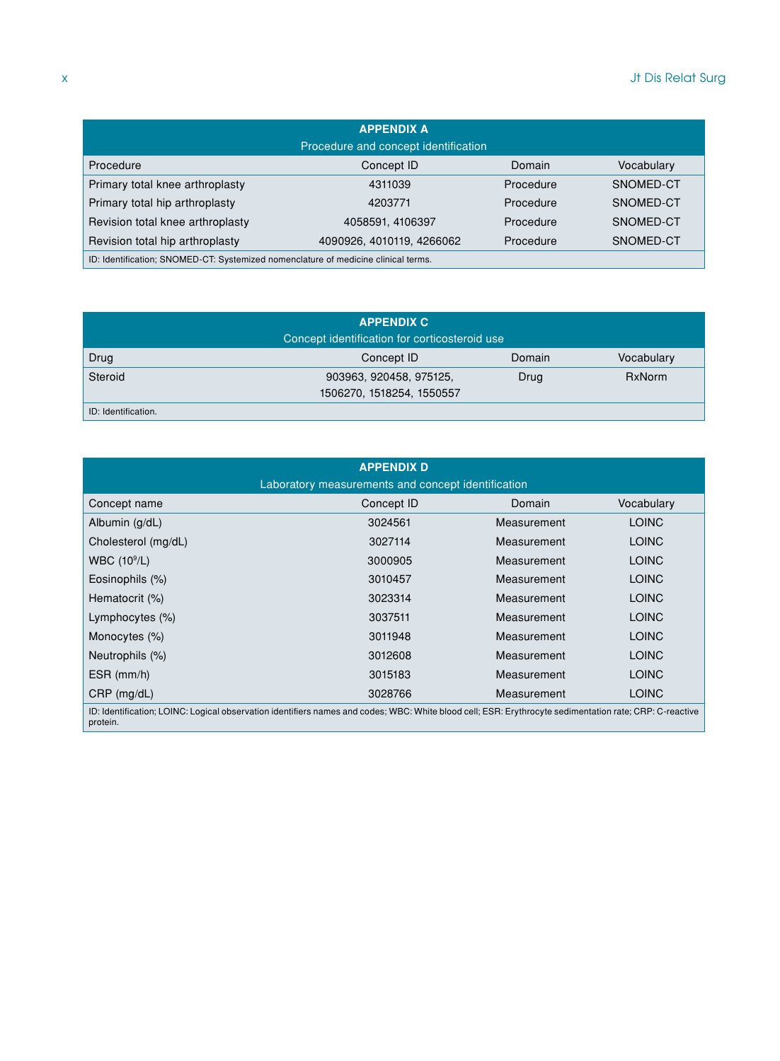## APPENDIX A

Procedure and concept identification

| Procedure | Concept ID | Domain | Vocabulary |
|---|---|---|---|
| Primary total knee arthroplasty | 4311039 | Procedure | SNOMED-CT |
| Primary total hip arthroplasty | 4203771 | Procedure | SNOMED-CT |
| Revision total knee arthroplasty | 4058591, 4106397 | Procedure | SNOMED-CT |
| Revision total hip arthroplasty | 4090926, 4010119, 4266062 | Procedure | SNOMED-CT |

ID: Identification; SNOMED-CT: Systemized nomenclature of medicine clinical terms.

## APPENDIX C

Concept identification for corticosteroid use

| Drug | Concept ID | Domain | Vocabulary |
|---|---|---|---|
| Steroid | 903963, 920458, 975125, 1506270, 1518254, 1550557 | Drug | RxNorm |

ID: Identification.

## APPENDIX D

Laboratory measurements and concept identification

| Concept name | Concept ID | Domain | Vocabulary |
|---|---|---|---|
| Albumin (g/dL) | 3024561 | Measurement | LOINC |
| Cholesterol (mg/dL) | 3027114 | Measurement | LOINC |
| WBC ($10^9$/L) | 3000905 | Measurement | LOINC |
| Eosinophils (%) | 3010457 | Measurement | LOINC |
| Hematocrit (%) | 3023314 | Measurement | LOINC |
| Lymphocytes (%) | 3037511 | Measurement | LOINC |
| Monocytes (%) | 3011948 | Measurement | LOINC |
| Neutrophils (%) | 3012608 | Measurement | LOINC |
| ESR (mm/h) | 3015183 | Measurement | LOINC |
| CRP (mg/dL) | 3028766 | Measurement | LOINC |

ID: Identification; LOINC: Logical observation identifiers names and codes; WBC: White blood cell; ESR: Erythrocyte sedimentation rate; CRP: C-reactive protein.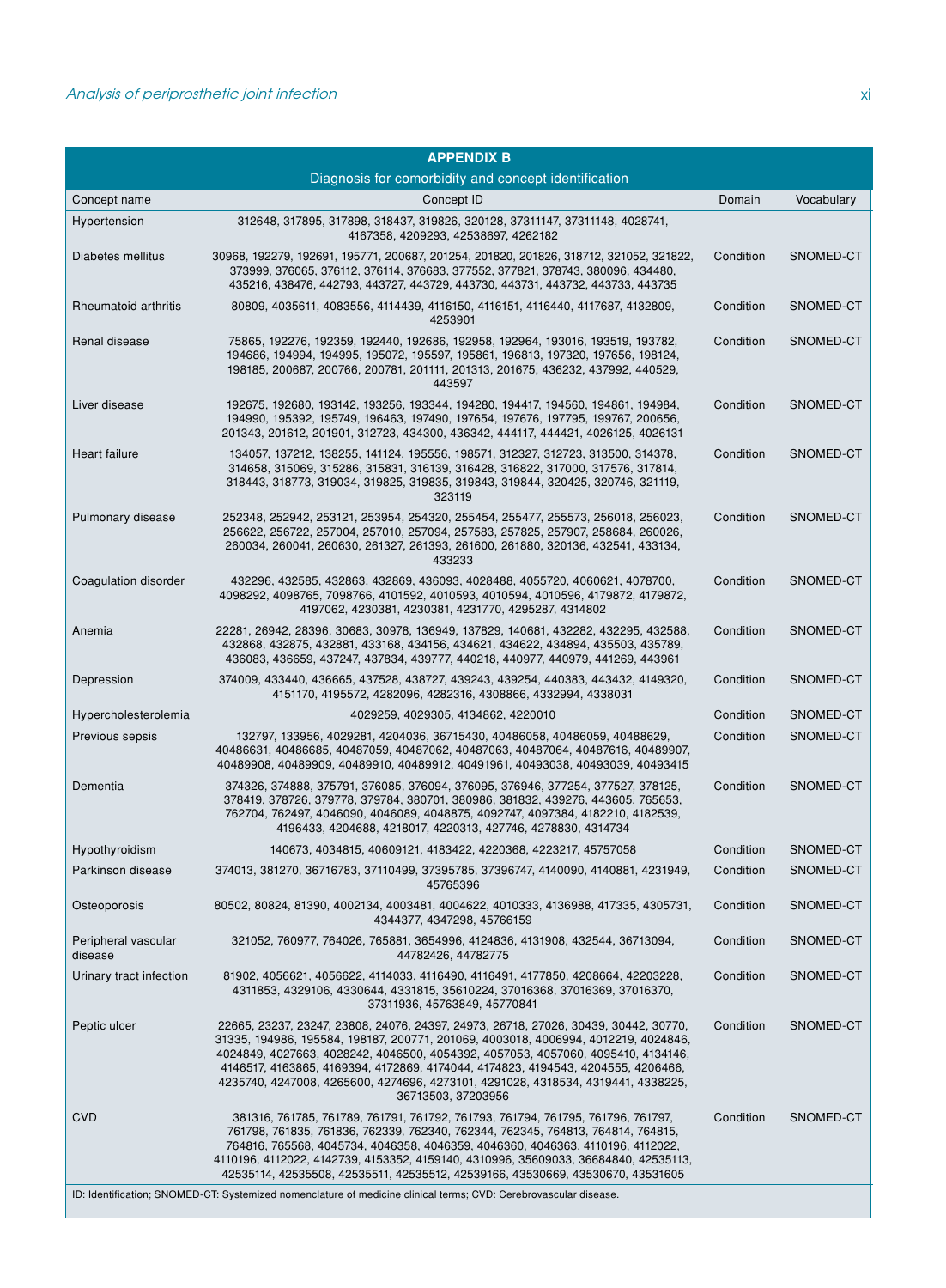**APPENDIX B**

Diagnosis for comorbidity and concept identification

| Concept name | Concept ID | Domain | Vocabulary |
|---|---|---|---|
| Hypertension | 312648, 317895, 317898, 318437, 319826, 320128, 37311147, 37311148, 4028741, 4167358, 4209293, 42538697, 4262182 | | |
| Diabetes mellitus | 30968, 192279, 192691, 195771, 200687, 201254, 201820, 201826, 318712, 321052, 321822, 373999, 376065, 376112, 376114, 376683, 377552, 377821, 378743, 380096, 434480, 435216, 438476, 442793, 443727, 443729, 443730, 443731, 443732, 443733, 443735 | Condition | SNOMED-CT |
| Rheumatoid arthritis | 80809, 4035611, 4083556, 4114439, 4116150, 4116151, 4116440, 4117687, 4132809, 4253901 | Condition | SNOMED-CT |
| Renal disease | 75865, 192276, 192359, 192440, 192686, 192958, 192964, 193016, 193519, 193782, 194686, 194994, 194995, 195072, 195597, 195861, 196813, 197320, 197656, 198124, 198185, 200687, 200766, 200781, 201111, 201313, 201675, 436232, 437992, 440529, 443597 | Condition | SNOMED-CT |
| Liver disease | 192675, 192680, 193142, 193256, 193344, 194280, 194417, 194560, 194861, 194984, 194990, 195392, 195749, 196463, 197490, 197654, 197676, 197795, 199767, 200656, 201343, 201612, 201901, 312723, 434300, 436342, 444117, 444421, 4026125, 4026131 | Condition | SNOMED-CT |
| Heart failure | 134057, 137212, 138255, 141124, 195556, 198571, 312327, 312723, 313500, 314378, 314658, 315069, 315286, 315831, 316139, 316428, 316822, 317000, 317576, 317814, 318443, 318773, 319034, 319825, 319835, 319843, 319844, 320425, 320746, 321119, 323119 | Condition | SNOMED-CT |
| Pulmonary disease | 252348, 252942, 253121, 253954, 254320, 255454, 255477, 255573, 256018, 256023, 256622, 256722, 257004, 257010, 257094, 257583, 257825, 257907, 258684, 260026, 260034, 260041, 260630, 261327, 261393, 261600, 261880, 320136, 432541, 433134, 433233 | Condition | SNOMED-CT |
| Coagulation disorder | 432296, 432585, 432863, 432869, 436093, 4028488, 4055720, 4060621, 4078700, 4098292, 4098765, 7098766, 4101592, 4010593, 4010594, 4010596, 4179872, 4179872, 4197062, 4230381, 4230381, 4231770, 4295287, 4314802 | Condition | SNOMED-CT |
| Anemia | 22281, 26942, 28396, 30683, 30978, 136949, 137829, 140681, 432282, 432295, 432588, 432868, 432875, 432881, 433168, 434156, 434621, 434622, 434894, 435503, 435789, 436083, 436659, 437247, 437834, 439777, 440218, 440977, 440979, 441269, 443961 | Condition | SNOMED-CT |
| Depression | 374009, 433440, 436665, 437528, 438727, 439243, 439254, 440383, 443432, 4149320, 4151170, 4195572, 4282096, 4282316, 4308866, 4332994, 4338031 | Condition | SNOMED-CT |
| Hypercholesterolemia | 4029259, 4029305, 4134862, 4220010 | Condition | SNOMED-CT |
| Previous sepsis | 132797, 133956, 4029281, 4204036, 36715430, 40486058, 40486059, 40488629, 40486631, 40486685, 40487059, 40487062, 40487063, 40487064, 40487616, 40489907, 40489908, 40489909, 40489910, 40489912, 40491961, 40493038, 40493039, 40493415 | Condition | SNOMED-CT |
| Dementia | 374326, 374888, 375791, 376085, 376094, 376095, 376946, 377254, 377527, 378125, 378419, 378726, 379778, 379784, 380701, 380986, 381832, 439276, 443605, 765653, 762704, 762497, 4046090, 4046089, 4048875, 4092747, 4097384, 4182210, 4182539, 4196433, 4204688, 4218017, 4220313, 427746, 4278830, 4314734 | Condition | SNOMED-CT |
| Hypothyroidism | 140673, 4034815, 40609121, 4183422, 4220368, 4223217, 45757058 | Condition | SNOMED-CT |
| Parkinson disease | 374013, 381270, 36716783, 37110499, 37395785, 37396747, 4140090, 4140881, 4231949, 45765396 | Condition | SNOMED-CT |
| Osteoporosis | 80502, 80824, 81390, 4002134, 4003481, 4004622, 4010333, 4136988, 417335, 4305731, 4344377, 4347298, 45766159 | Condition | SNOMED-CT |
| Peripheral vascular disease | 321052, 760977, 764026, 765881, 3654996, 4124836, 4131908, 432544, 36713094, 44782426, 44782775 | Condition | SNOMED-CT |
| Urinary tract infection | 81902, 4056621, 4056622, 4114033, 4116490, 4116491, 4177850, 4208664, 42203228, 4311853, 4329106, 4330644, 4331815, 35610224, 37016368, 37016369, 37016370, 37311936, 45763849, 45770841 | Condition | SNOMED-CT |
| Peptic ulcer | 22665, 23237, 23247, 23808, 24076, 24397, 24973, 26718, 27026, 30439, 30442, 30770, 31335, 194986, 195584, 198187, 200771, 201069, 4003018, 4006994, 4012219, 4024846, 4024849, 4027663, 4028242, 4046500, 4054392, 4057053, 4057060, 4095410, 4134146, 4146517, 4163865, 4169394, 4172869, 4174044, 4174823, 4194543, 4204555, 4206466, 4235740, 4247008, 4265600, 4274696, 4273101, 4291028, 4318534, 4319441, 4338225, 36713503, 37203956 | Condition | SNOMED-CT |
| CVD | 381316, 761785, 761789, 761791, 761792, 761793, 761794, 761795, 761796, 761797, 761798, 761835, 761836, 762339, 762340, 762344, 762345, 764813, 764815, 764816, 765568, 4045734, 4046358, 4046359, 4046360, 4046363, 4110196, 4112022, 4110196, 4112022, 4142739, 4153352, 4159140, 4310996, 35609033, 36684840, 42535113, 42535114, 42535508, 42535511, 42535512, 42539166, 43530669, 43530670, 43531605 | Condition | SNOMED-CT |

ID: Identification; SNOMED-CT: Systemized nomenclature of medicine clinical terms; CVD: Cerebrovascular disease.